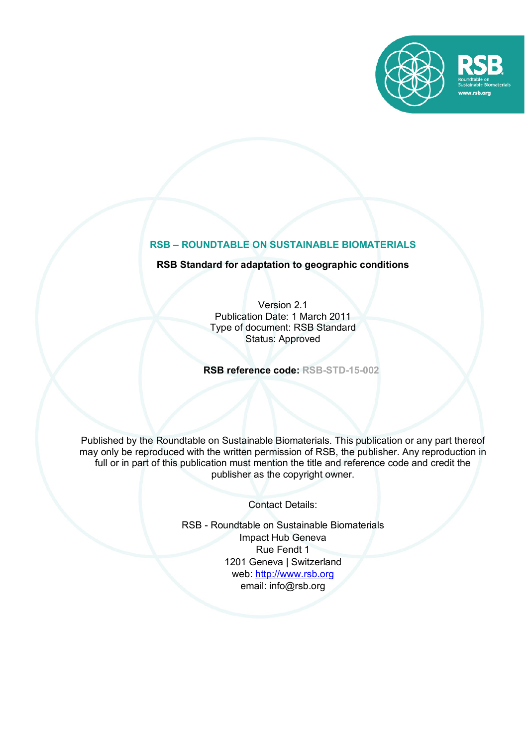# RSB – ROUNDTABLE ON SUSTAINABLE BIOMATERIALS

**RSB Standard for adaptation to geographic conditions**

Version 2.1
Publication Date: 1 March 2011
Type of document: RSB Standard
Status: Approved

**RSB reference code: RSB-STD-15-002**

Published by the Roundtable on Sustainable Biomaterials. This publication or any part thereof may only be reproduced with the written permission of RSB, the publisher. Any reproduction in full or in part of this publication must mention the title and reference code and credit the publisher as the copyright owner.

Contact Details:

RSB - Roundtable on Sustainable Biomaterials
Impact Hub Geneva
Rue Fendt 1
1201 Geneva | Switzerland
web: http://www.rsb.org
email: info@rsb.org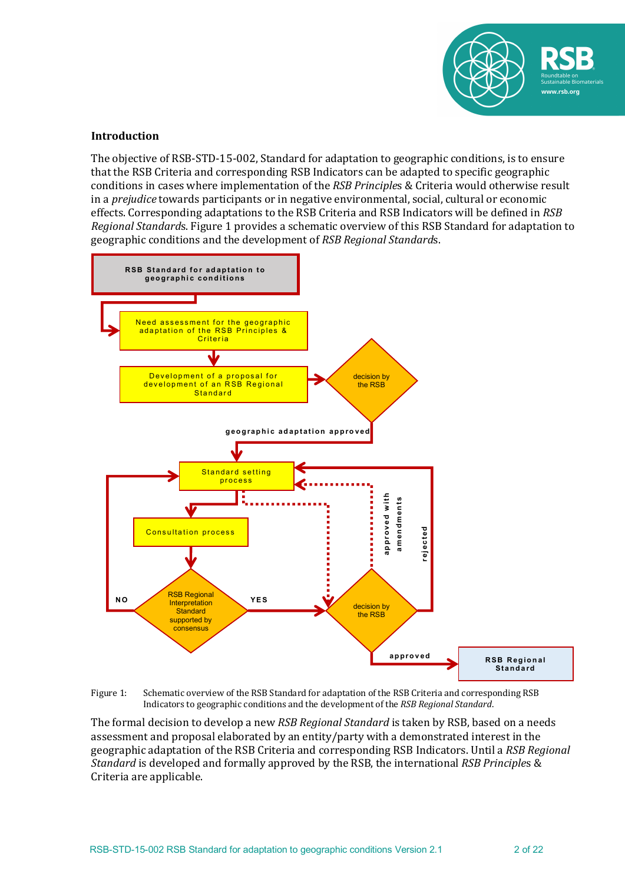## Introduction

The objective of RSB-STD-15-002, Standard for adaptation to geographic conditions, is to ensure that the RSB Criteria and corresponding RSB Indicators can be adapted to specific geographic conditions in cases where implementation of the *RSB Principle*s & Criteria would otherwise result in a *prejudice* towards participants or in negative environmental, social, cultural or economic effects. Corresponding adaptations to the RSB Criteria and RSB Indicators will be defined in *RSB Regional Standard*s. Figure 1 provides a schematic overview of this RSB Standard for adaptation to geographic conditions and the development of *RSB Regional Standard*s.

Figure 1: Schematic overview of the RSB Standard for adaptation of the RSB Criteria and corresponding RSB Indicators to geographic conditions and the development of the *RSB Regional Standard*.

The formal decision to develop a new *RSB Regional Standard* is taken by RSB, based on a needs assessment and proposal elaborated by an entity/party with a demonstrated interest in the geographic adaptation of the RSB Criteria and corresponding RSB Indicators. Until a *RSB Regional Standard* is developed and formally approved by the RSB, the international *RSB Principles* & Criteria are applicable.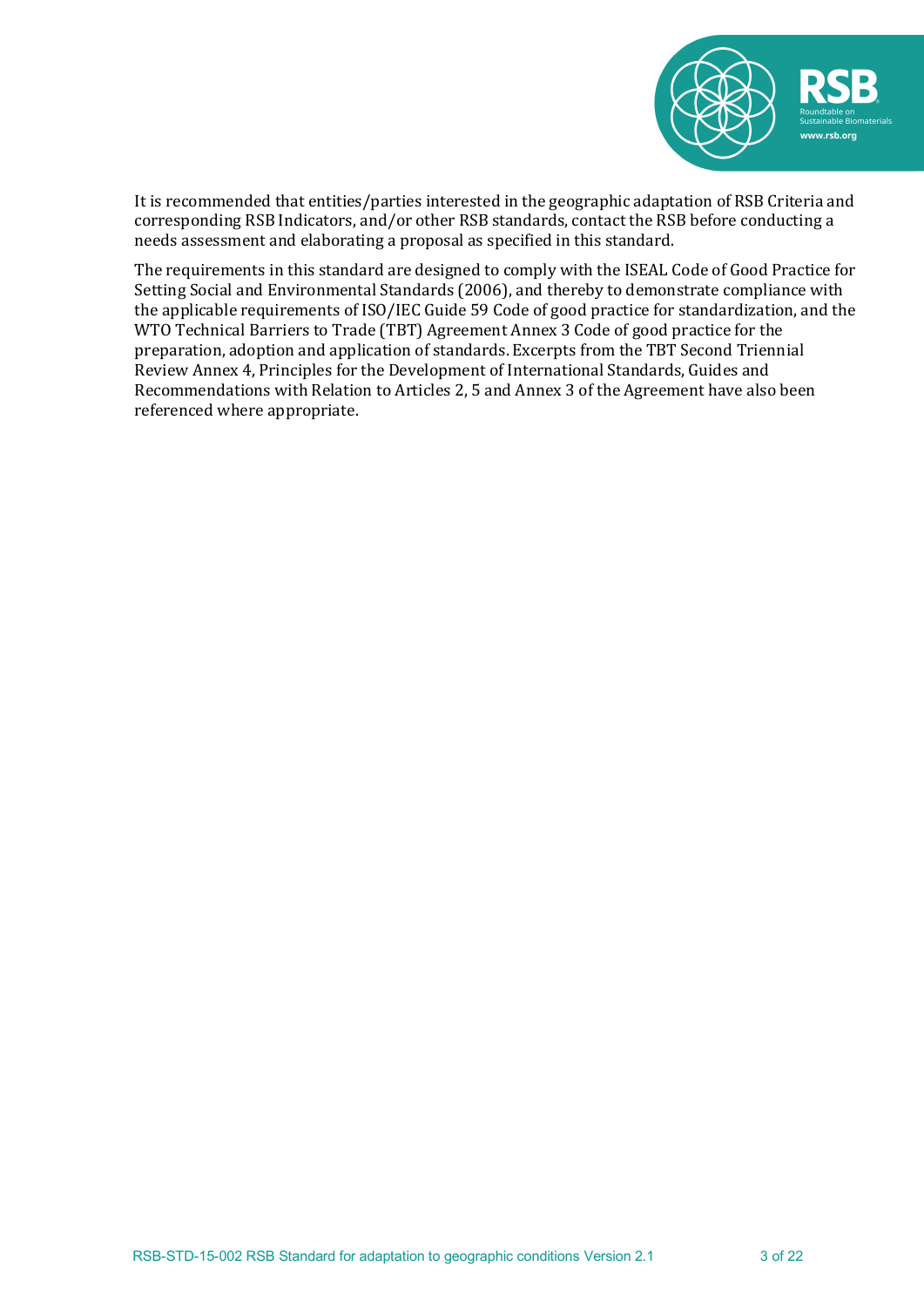It is recommended that entities/parties interested in the geographic adaptation of RSB Criteria and corresponding RSB Indicators, and/or other RSB standards, contact the RSB before conducting a needs assessment and elaborating a proposal as specified in this standard.

The requirements in this standard are designed to comply with the ISEAL Code of Good Practice for Setting Social and Environmental Standards (2006), and thereby to demonstrate compliance with the applicable requirements of ISO/IEC Guide 59 Code of good practice for standardization, and the WTO Technical Barriers to Trade (TBT) Agreement Annex 3 Code of good practice for the preparation, adoption and application of standards. Excerpts from the TBT Second Triennial Review Annex 4, Principles for the Development of International Standards, Guides and Recommendations with Relation to Articles 2, 5 and Annex 3 of the Agreement have also been referenced where appropriate.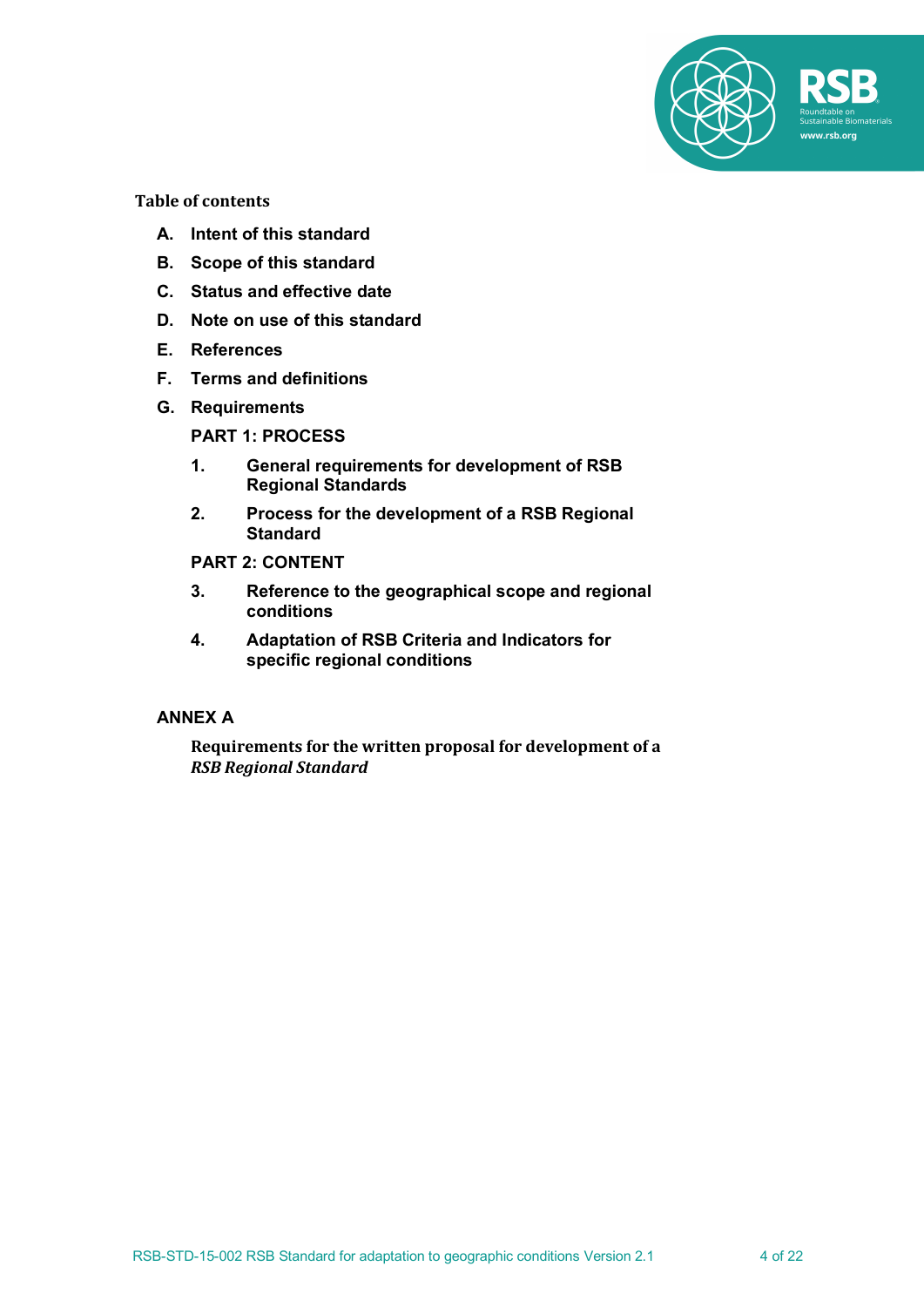**Table of contents**

- **A. Intent of this standard**
- **B. Scope of this standard**
- **C. Status and effective date**
- **D. Note on use of this standard**
- **E. References**
- **F. Terms and definitions**
- **G. Requirements**

  **PART 1: PROCESS**

  1. **General requirements for development of RSB Regional Standards**
  2. **Process for the development of a RSB Regional Standard**

  **PART 2: CONTENT**

  3. **Reference to the geographical scope and regional conditions**
  4. **Adaptation of RSB Criteria and Indicators for specific regional conditions**

**ANNEX A**

**Requirements for the written proposal for development of a *RSB Regional Standard***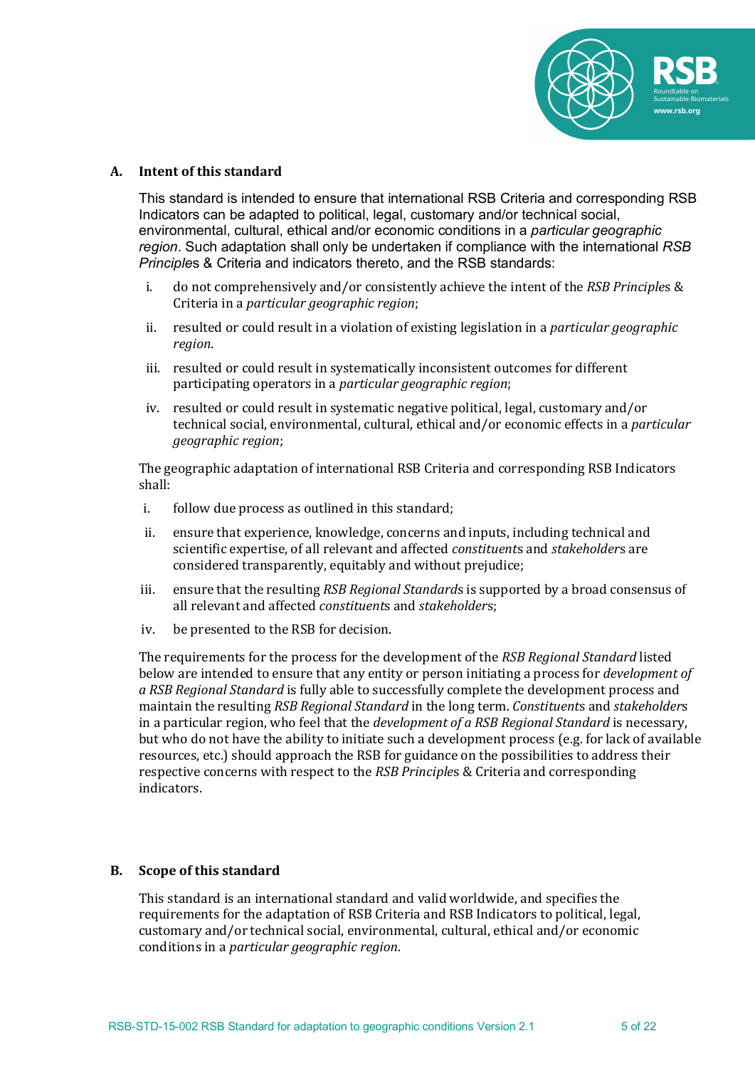## A. Intent of this standard

This standard is intended to ensure that international RSB Criteria and corresponding RSB Indicators can be adapted to political, legal, customary and/or technical social, environmental, cultural, ethical and/or economic conditions in a *particular geographic region*. Such adaptation shall only be undertaken if compliance with the international *RSB Principles* & Criteria and indicators thereto, and the RSB standards:

i. do not comprehensively and/or consistently achieve the intent of the *RSB Principles* & Criteria in a *particular geographic region*;

ii. resulted or could result in a violation of existing legislation in a *particular geographic region*.

iii. resulted or could result in systematically inconsistent outcomes for different participating operators in a *particular geographic region*;

iv. resulted or could result in systematic negative political, legal, customary and/or technical social, environmental, cultural, ethical and/or economic effects in a *particular geographic region*;

The geographic adaptation of international RSB Criteria and corresponding RSB Indicators shall:

i. follow due process as outlined in this standard;

ii. ensure that experience, knowledge, concerns and inputs, including technical and scientific expertise, of all relevant and affected *constituents* and *stakeholders* are considered transparently, equitably and without prejudice;

iii. ensure that the resulting *RSB Regional Standards* is supported by a broad consensus of all relevant and affected *constituents* and *stakeholders*;

iv. be presented to the RSB for decision.

The requirements for the process for the development of the *RSB Regional Standard* listed below are intended to ensure that any entity or person initiating a process for *development of a RSB Regional Standard* is fully able to successfully complete the development process and maintain the resulting *RSB Regional Standard* in the long term. *Constituents* and *stakeholders* in a particular region, who feel that the *development of a RSB Regional Standard* is necessary, but who do not have the ability to initiate such a development process (e.g. for lack of available resources, etc.) should approach the RSB for guidance on the possibilities to address their respective concerns with respect to the *RSB Principles* & Criteria and corresponding indicators.

## B. Scope of this standard

This standard is an international standard and valid worldwide, and specifies the requirements for the adaptation of RSB Criteria and RSB Indicators to political, legal, customary and/or technical social, environmental, cultural, ethical and/or economic conditions in a *particular geographic region*.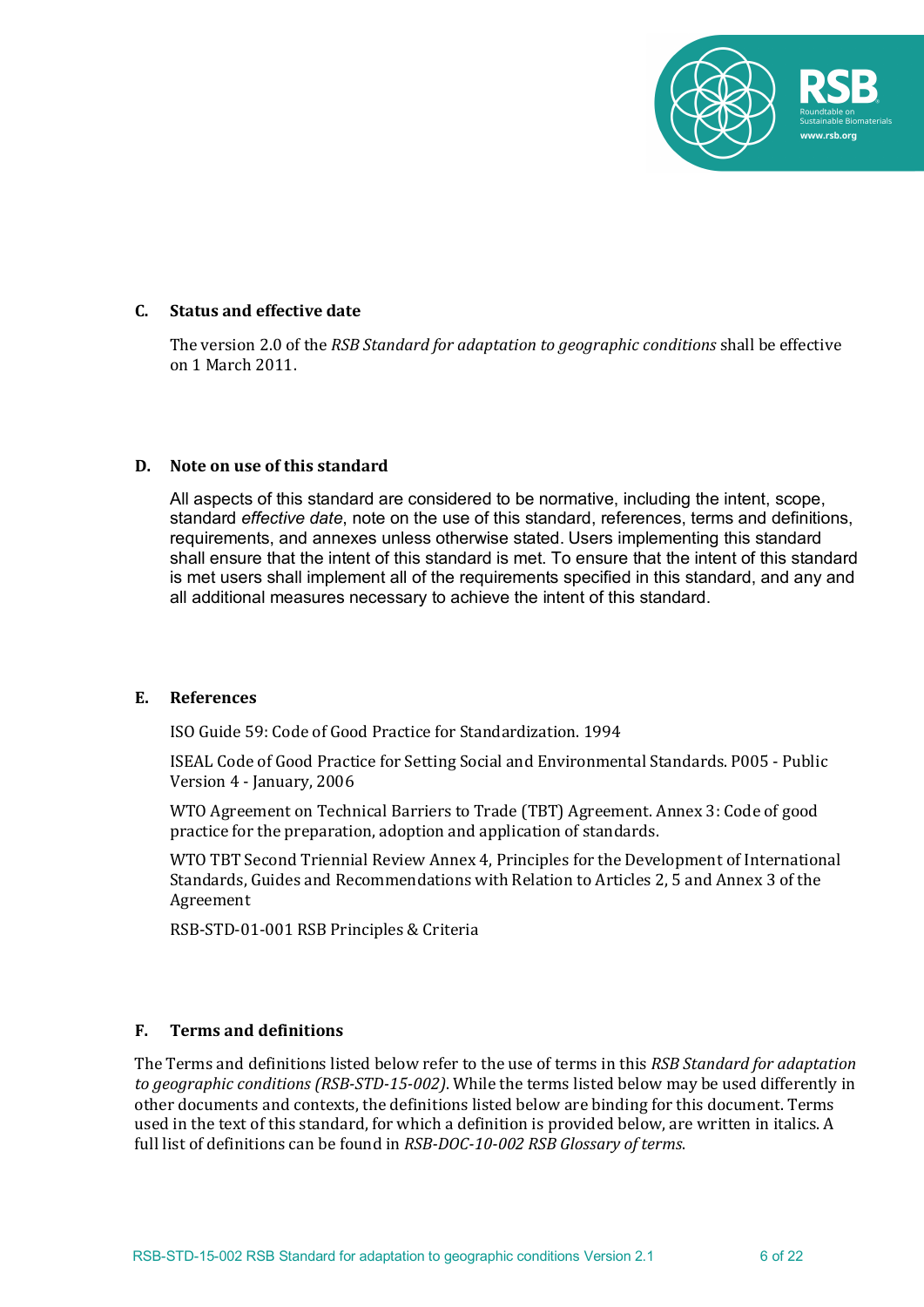## C. Status and effective date

The version 2.0 of the *RSB Standard for adaptation to geographic conditions* shall be effective on 1 March 2011.

## D. Note on use of this standard

All aspects of this standard are considered to be normative, including the intent, scope, standard *effective date*, note on the use of this standard, references, terms and definitions, requirements, and annexes unless otherwise stated. Users implementing this standard shall ensure that the intent of this standard is met. To ensure that the intent of this standard is met users shall implement all of the requirements specified in this standard, and any and all additional measures necessary to achieve the intent of this standard.

## E. References

ISO Guide 59: Code of Good Practice for Standardization. 1994

ISEAL Code of Good Practice for Setting Social and Environmental Standards. P005 - Public Version 4 - January, 2006

WTO Agreement on Technical Barriers to Trade (TBT) Agreement. Annex 3: Code of good practice for the preparation, adoption and application of standards.

WTO TBT Second Triennial Review Annex 4, Principles for the Development of International Standards, Guides and Recommendations with Relation to Articles 2, 5 and Annex 3 of the Agreement

RSB-STD-01-001 RSB Principles & Criteria

## F. Terms and definitions

The Terms and definitions listed below refer to the use of terms in this *RSB Standard for adaptation to geographic conditions (RSB-STD-15-002)*. While the terms listed below may be used differently in other documents and contexts, the definitions listed below are binding for this document. Terms used in the text of this standard, for which a definition is provided below, are written in italics. A full list of definitions can be found in *RSB-DOC-10-002 RSB Glossary of terms*.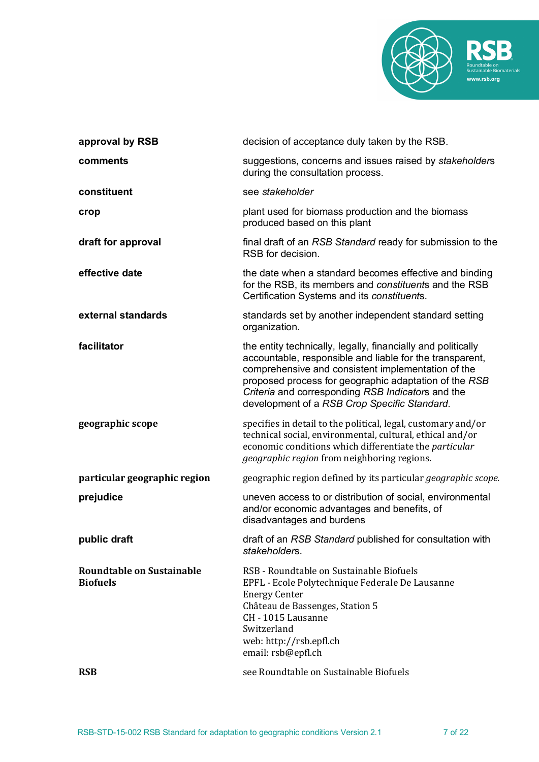| | |
|---|---|
| **approval by RSB** | decision of acceptance duly taken by the RSB. |
| **comments** | suggestions, concerns and issues raised by *stakeholder*s during the consultation process. |
| **constituent** | see *stakeholder* |
| **crop** | plant used for biomass production and the biomass produced based on this plant |
| **draft for approval** | final draft of an *RSB Standard* ready for submission to the RSB for decision. |
| **effective date** | the date when a standard becomes effective and binding for the RSB, its members and *constituent*s and the RSB Certification Systems and its *constituent*s. |
| **external standards** | standards set by another independent standard setting organization. |
| **facilitator** | the entity technically, legally, financially and politically accountable, responsible and liable for the transparent, comprehensive and consistent implementation of the proposed process for geographic adaptation of the *RSB Criteria* and corresponding *RSB Indicator*s and the development of a *RSB Crop Specific Standard*. |
| **geographic scope** | specifies in detail to the political, legal, customary and/or technical social, environmental, cultural, ethical and/or economic conditions which differentiate the *particular geographic region* from neighboring regions. |
| **particular geographic region** | geographic region defined by its particular *geographic scope.* |
| **prejudice** | uneven access to or distribution of social, environmental and/or economic advantages and benefits, of disadvantages and burdens |
| **public draft** | draft of an *RSB Standard* published for consultation with *stakeholder*s. |
| **Roundtable on Sustainable Biofuels** | RSB - Roundtable on Sustainable Biofuels<br>EPFL - Ecole Polytechnique Federale De Lausanne<br>Energy Center<br>Château de Bassenges, Station 5<br>CH - 1015 Lausanne<br>Switzerland<br>web: http://rsb.epfl.ch<br>email: rsb@epfl.ch |
| **RSB** | see Roundtable on Sustainable Biofuels |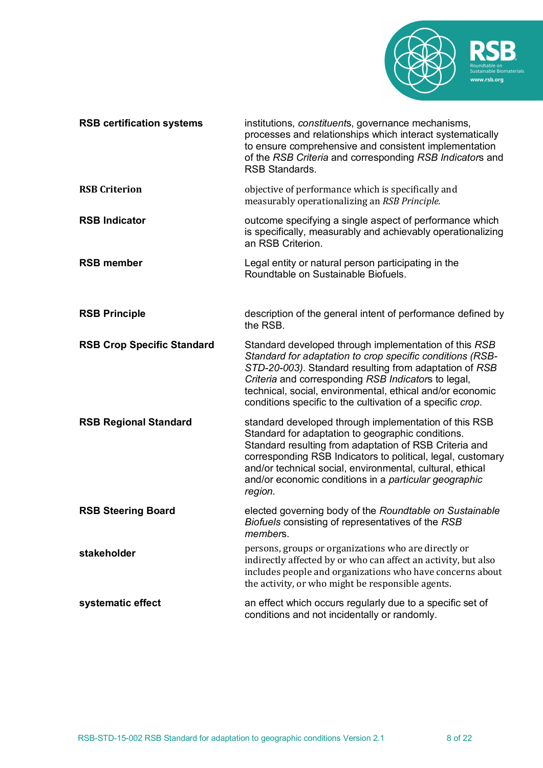**RSB certification systems** — institutions, *constituent*s, governance mechanisms, processes and relationships which interact systematically to ensure comprehensive and consistent implementation of the *RSB Criteria* and corresponding *RSB Indicator*s and RSB Standards.

**RSB Criterion** — objective of performance which is specifically and measurably operationalizing an *RSB Principle.*

**RSB Indicator** — outcome specifying a single aspect of performance which is specifically, measurably and achievably operationalizing an RSB Criterion.

**RSB member** — Legal entity or natural person participating in the Roundtable on Sustainable Biofuels.

**RSB Principle** — description of the general intent of performance defined by the RSB.

**RSB Crop Specific Standard** — Standard developed through implementation of this *RSB Standard for adaptation to crop specific conditions (RSB-STD-20-003)*. Standard resulting from adaptation of *RSB Criteria* and corresponding *RSB Indicator*s to legal, technical, social, environmental, ethical and/or economic conditions specific to the cultivation of a specific *crop*.

**RSB Regional Standard** — standard developed through implementation of this RSB Standard for adaptation to geographic conditions. Standard resulting from adaptation of RSB Criteria and corresponding RSB Indicators to political, legal, customary and/or technical social, environmental, cultural, ethical and/or economic conditions in a *particular geographic region.*

**RSB Steering Board** — elected governing body of the *Roundtable on Sustainable Biofuels* consisting of representatives of the *RSB member*s.

**stakeholder** — persons, groups or organizations who are directly or indirectly affected by or who can affect an activity, but also includes people and organizations who have concerns about the activity, or who might be responsible agents.

**systematic effect** — an effect which occurs regularly due to a specific set of conditions and not incidentally or randomly.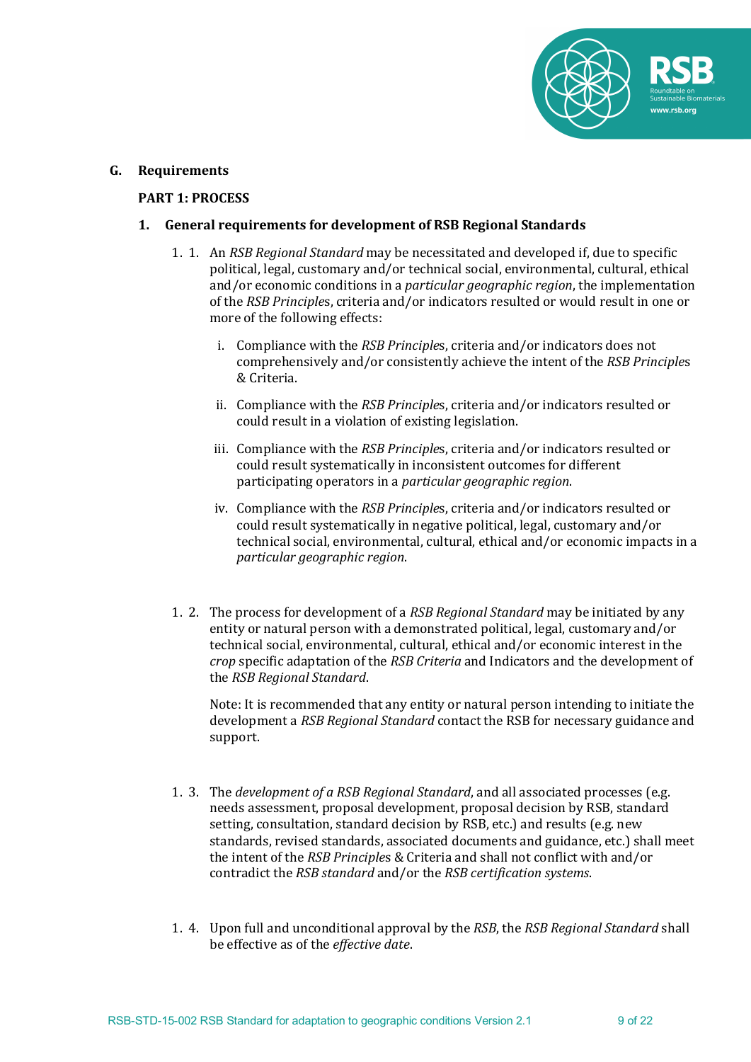## G. Requirements

### PART 1: PROCESS

### 1. General requirements for development of RSB Regional Standards

1. 1. An *RSB Regional Standard* may be necessitated and developed if, due to specific political, legal, customary and/or technical social, environmental, cultural, ethical and/or economic conditions in a *particular geographic region*, the implementation of the *RSB Principles*, criteria and/or indicators resulted or would result in one or more of the following effects:

   i. Compliance with the *RSB Principles*, criteria and/or indicators does not comprehensively and/or consistently achieve the intent of the *RSB Principles* & Criteria.

   ii. Compliance with the *RSB Principles*, criteria and/or indicators resulted or could result in a violation of existing legislation.

   iii. Compliance with the *RSB Principles*, criteria and/or indicators resulted or could result systematically in inconsistent outcomes for different participating operators in a *particular geographic region*.

   iv. Compliance with the *RSB Principles*, criteria and/or indicators resulted or could result systematically in negative political, legal, customary and/or technical social, environmental, cultural, ethical and/or economic impacts in a *particular geographic region*.

1. 2. The process for development of a *RSB Regional Standard* may be initiated by any entity or natural person with a demonstrated political, legal, customary and/or technical social, environmental, cultural, ethical and/or economic interest in the *crop* specific adaptation of the *RSB Criteria* and Indicators and the development of the *RSB Regional Standard*.

   Note: It is recommended that any entity or natural person intending to initiate the development a *RSB Regional Standard* contact the RSB for necessary guidance and support.

1. 3. The *development of a RSB Regional Standard*, and all associated processes (e.g. needs assessment, proposal development, proposal decision by RSB, standard setting, consultation, standard decision by RSB, etc.) and results (e.g. new standards, revised standards, associated documents and guidance, etc.) shall meet the intent of the *RSB Principles* & Criteria and shall not conflict with and/or contradict the *RSB standard* and/or the *RSB certification systems*.

1. 4. Upon full and unconditional approval by the *RSB*, the *RSB Regional Standard* shall be effective as of the *effective date*.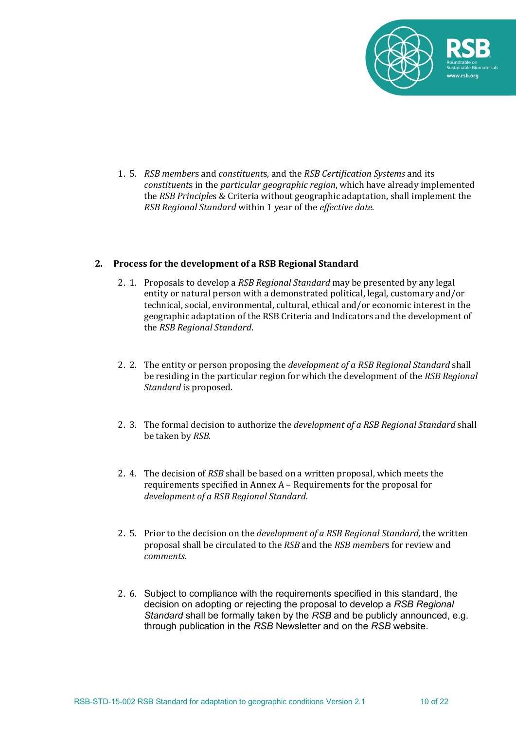1. 5. *RSB members* and *constituents*, and the *RSB Certification Systems* and its *constituents* in the *particular geographic region*, which have already implemented the *RSB Principles* & Criteria without geographic adaptation, shall implement the *RSB Regional Standard* within 1 year of the *effective date*.

## 2. Process for the development of a RSB Regional Standard

2. 1. Proposals to develop a *RSB Regional Standard* may be presented by any legal entity or natural person with a demonstrated political, legal, customary and/or technical, social, environmental, cultural, ethical and/or economic interest in the geographic adaptation of the RSB Criteria and Indicators and the development of the *RSB Regional Standard*.

2. 2. The entity or person proposing the *development of a RSB Regional Standard* shall be residing in the particular region for which the development of the *RSB Regional Standard* is proposed.

2. 3. The formal decision to authorize the *development of a RSB Regional Standard* shall be taken by *RSB*.

2. 4. The decision of *RSB* shall be based on a written proposal, which meets the requirements specified in Annex A – Requirements for the proposal for *development of a RSB Regional Standard*.

2. 5. Prior to the decision on the *development of a RSB Regional Standard*, the written proposal shall be circulated to the *RSB* and the *RSB members* for review and *comments*.

2. 6. Subject to compliance with the requirements specified in this standard, the decision on adopting or rejecting the proposal to develop a *RSB Regional Standard* shall be formally taken by the *RSB* and be publicly announced, e.g. through publication in the *RSB* Newsletter and on the *RSB* website.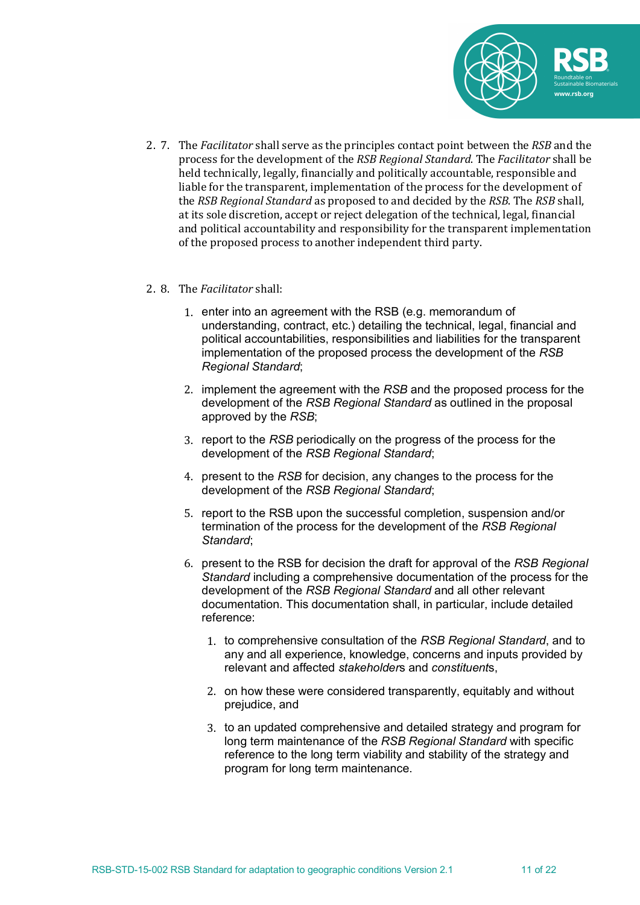2.7. The *Facilitator* shall serve as the principles contact point between the *RSB* and the process for the development of the *RSB Regional Standard*. The *Facilitator* shall be held technically, legally, financially and politically accountable, responsible and liable for the transparent, implementation of the process for the development of the *RSB Regional Standard* as proposed to and decided by the *RSB*. The *RSB* shall, at its sole discretion, accept or reject delegation of the technical, legal, financial and political accountability and responsibility for the transparent implementation of the proposed process to another independent third party.

2.8. The *Facilitator* shall:

1. enter into an agreement with the RSB (e.g. memorandum of understanding, contract, etc.) detailing the technical, legal, financial and political accountabilities, responsibilities and liabilities for the transparent implementation of the proposed process the development of the *RSB Regional Standard*;
2. implement the agreement with the *RSB* and the proposed process for the development of the *RSB Regional Standard* as outlined in the proposal approved by the *RSB*;
3. report to the *RSB* periodically on the progress of the process for the development of the *RSB Regional Standard*;
4. present to the *RSB* for decision, any changes to the process for the development of the *RSB Regional Standard*;
5. report to the RSB upon the successful completion, suspension and/or termination of the process for the development of the *RSB Regional Standard*;
6. present to the RSB for decision the draft for approval of the *RSB Regional Standard* including a comprehensive documentation of the process for the development of the *RSB Regional Standard* and all other relevant documentation. This documentation shall, in particular, include detailed reference:
    1. to comprehensive consultation of the *RSB Regional Standard*, and to any and all experience, knowledge, concerns and inputs provided by relevant and affected *stakeholder*s and *constituent*s,
    2. on how these were considered transparently, equitably and without prejudice, and
    3. to an updated comprehensive and detailed strategy and program for long term maintenance of the *RSB Regional Standard* with specific reference to the long term viability and stability of the strategy and program for long term maintenance.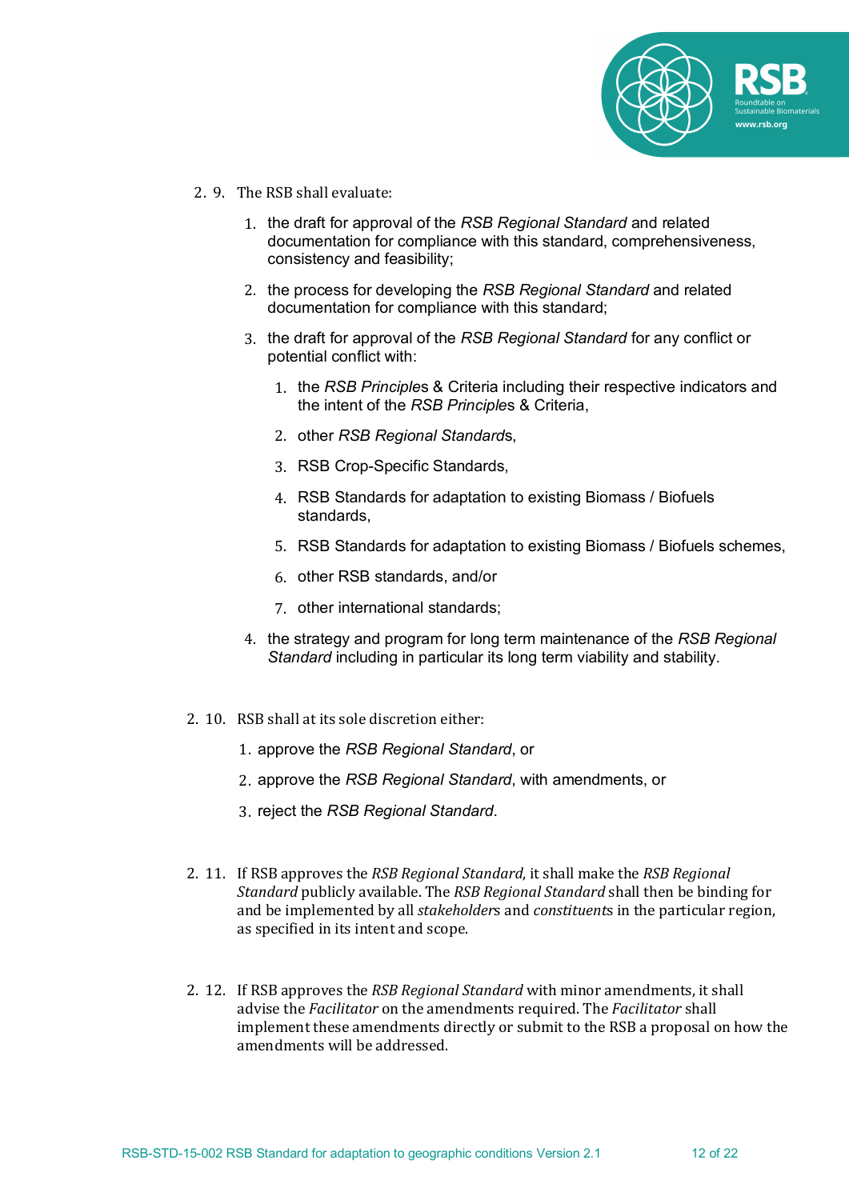2.9. The RSB shall evaluate:

1. the draft for approval of the *RSB Regional Standard* and related documentation for compliance with this standard, comprehensiveness, consistency and feasibility;

2. the process for developing the *RSB Regional Standard* and related documentation for compliance with this standard;

3. the draft for approval of the *RSB Regional Standard* for any conflict or potential conflict with:

    1. the *RSB Principles* & Criteria including their respective indicators and the intent of the *RSB Principles* & Criteria,

    2. other *RSB Regional Standards*,

    3. RSB Crop-Specific Standards,

    4. RSB Standards for adaptation to existing Biomass / Biofuels standards,

    5. RSB Standards for adaptation to existing Biomass / Biofuels schemes,

    6. other RSB standards, and/or

    7. other international standards;

4. the strategy and program for long term maintenance of the *RSB Regional Standard* including in particular its long term viability and stability.

2.10. RSB shall at its sole discretion either:

1. approve the *RSB Regional Standard*, or

2. approve the *RSB Regional Standard*, with amendments, or

3. reject the *RSB Regional Standard*.

2.11. If RSB approves the *RSB Regional Standard,* it shall make the *RSB Regional Standard* publicly available. The *RSB Regional Standard* shall then be binding for and be implemented by all *stakeholders* and *constituents* in the particular region, as specified in its intent and scope.

2.12. If RSB approves the *RSB Regional Standard* with minor amendments, it shall advise the *Facilitator* on the amendments required. The *Facilitator* shall implement these amendments directly or submit to the RSB a proposal on how the amendments will be addressed.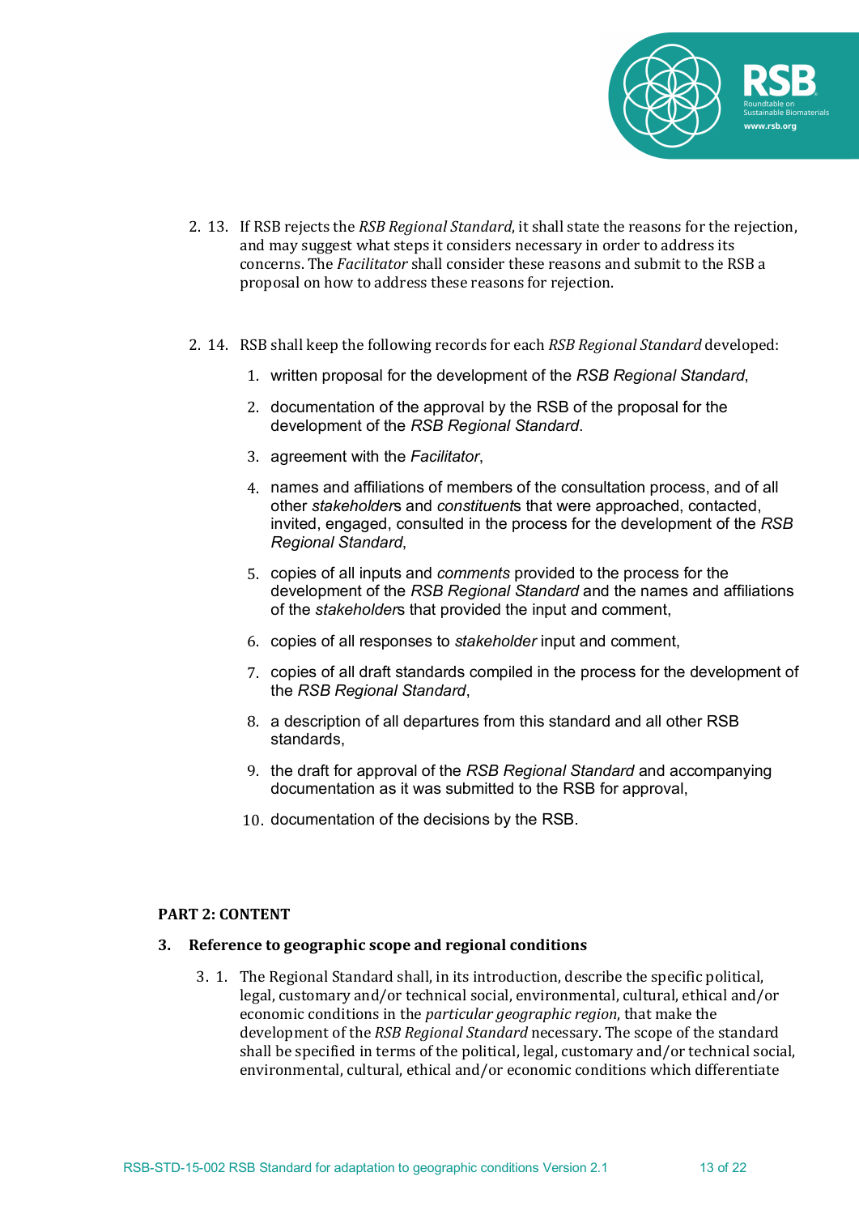2. 13. If RSB rejects the *RSB Regional Standard*, it shall state the reasons for the rejection, and may suggest what steps it considers necessary in order to address its concerns. The *Facilitator* shall consider these reasons and submit to the RSB a proposal on how to address these reasons for rejection.

2. 14. RSB shall keep the following records for each *RSB Regional Standard* developed:

1. written proposal for the development of the *RSB Regional Standard*,
2. documentation of the approval by the RSB of the proposal for the development of the *RSB Regional Standard*.
3. agreement with the *Facilitator*,
4. names and affiliations of members of the consultation process, and of all other *stakeholder*s and *constituent*s that were approached, contacted, invited, engaged, consulted in the process for the development of the *RSB Regional Standard*,
5. copies of all inputs and *comments* provided to the process for the development of the *RSB Regional Standard* and the names and affiliations of the *stakeholder*s that provided the input and comment,
6. copies of all responses to *stakeholder* input and comment,
7. copies of all draft standards compiled in the process for the development of the *RSB Regional Standard*,
8. a description of all departures from this standard and all other RSB standards,
9. the draft for approval of the *RSB Regional Standard* and accompanying documentation as it was submitted to the RSB for approval,
10. documentation of the decisions by the RSB.

**PART 2: CONTENT**

**3. Reference to geographic scope and regional conditions**

3. 1. The Regional Standard shall, in its introduction, describe the specific political, legal, customary and/or technical social, environmental, cultural, ethical and/or economic conditions in the *particular geographic region*, that make the development of the *RSB Regional Standard* necessary. The scope of the standard shall be specified in terms of the political, legal, customary and/or technical social, environmental, cultural, ethical and/or economic conditions which differentiate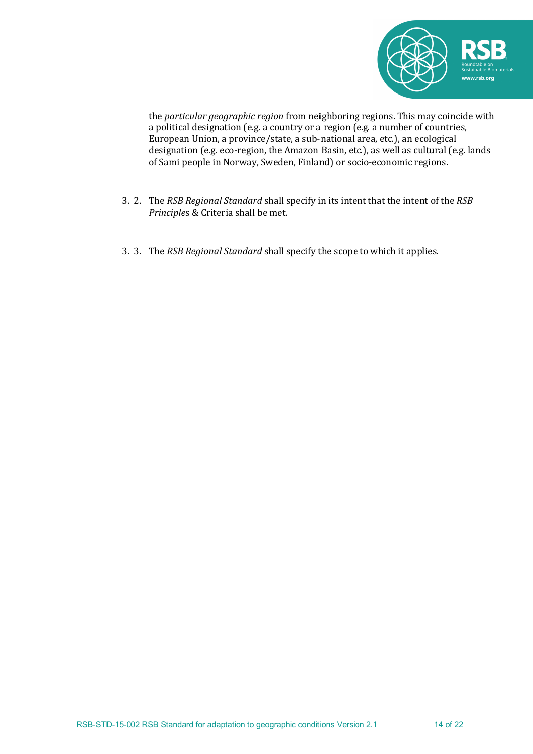the *particular geographic region* from neighboring regions. This may coincide with a political designation (e.g. a country or a region (e.g. a number of countries, European Union, a province/state, a sub-national area, etc.), an ecological designation (e.g. eco-region, the Amazon Basin, etc.), as well as cultural (e.g. lands of Sami people in Norway, Sweden, Finland) or socio-economic regions.

3. 2. The *RSB Regional Standard* shall specify in its intent that the intent of the *RSB Principle*s & Criteria shall be met.

3. 3. The *RSB Regional Standard* shall specify the scope to which it applies.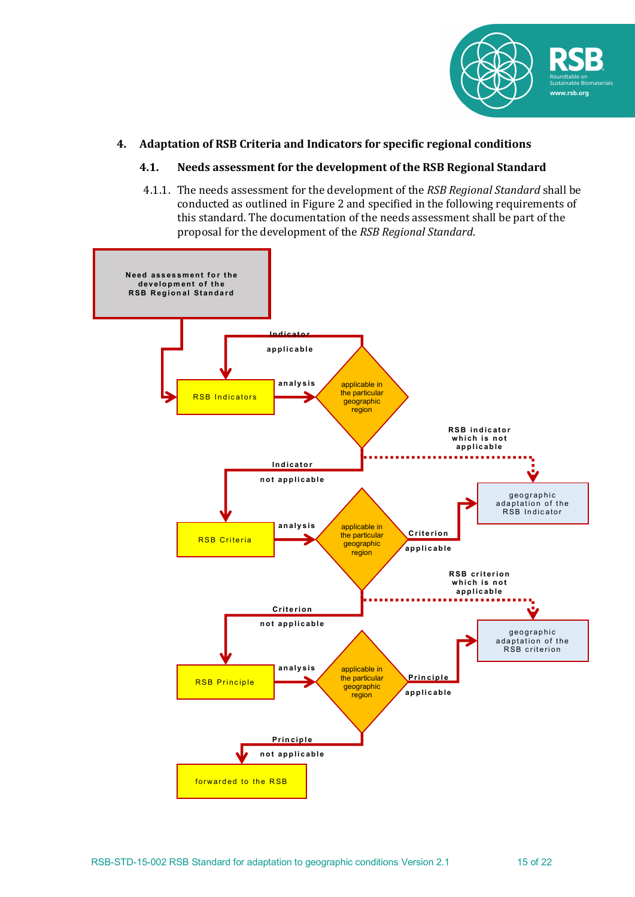## 4. Adaptation of RSB Criteria and Indicators for specific regional conditions

### 4.1. Needs assessment for the development of the RSB Regional Standard

4.1.1. The needs assessment for the development of the *RSB Regional Standard* shall be conducted as outlined in Figure 2 and specified in the following requirements of this standard. The documentation of the needs assessment shall be part of the proposal for the development of the *RSB Regional Standard*.

Need assessment for the development of the RSB Regional Standard

RSB Indicators — analysis — applicable in the particular geographic region

Indicator applicable

RSB indicator which is not applicable

geographic adaptation of the RSB Indicator

Indicator not applicable

RSB Criteria — analysis — applicable in the particular geographic region

Criterion applicable

RSB criterion which is not applicable

geographic adaptation of the RSB criterion

Criterion not applicable

RSB Principle — analysis — applicable in the particular geographic region

Principle applicable

Principle not applicable

forwarded to the RSB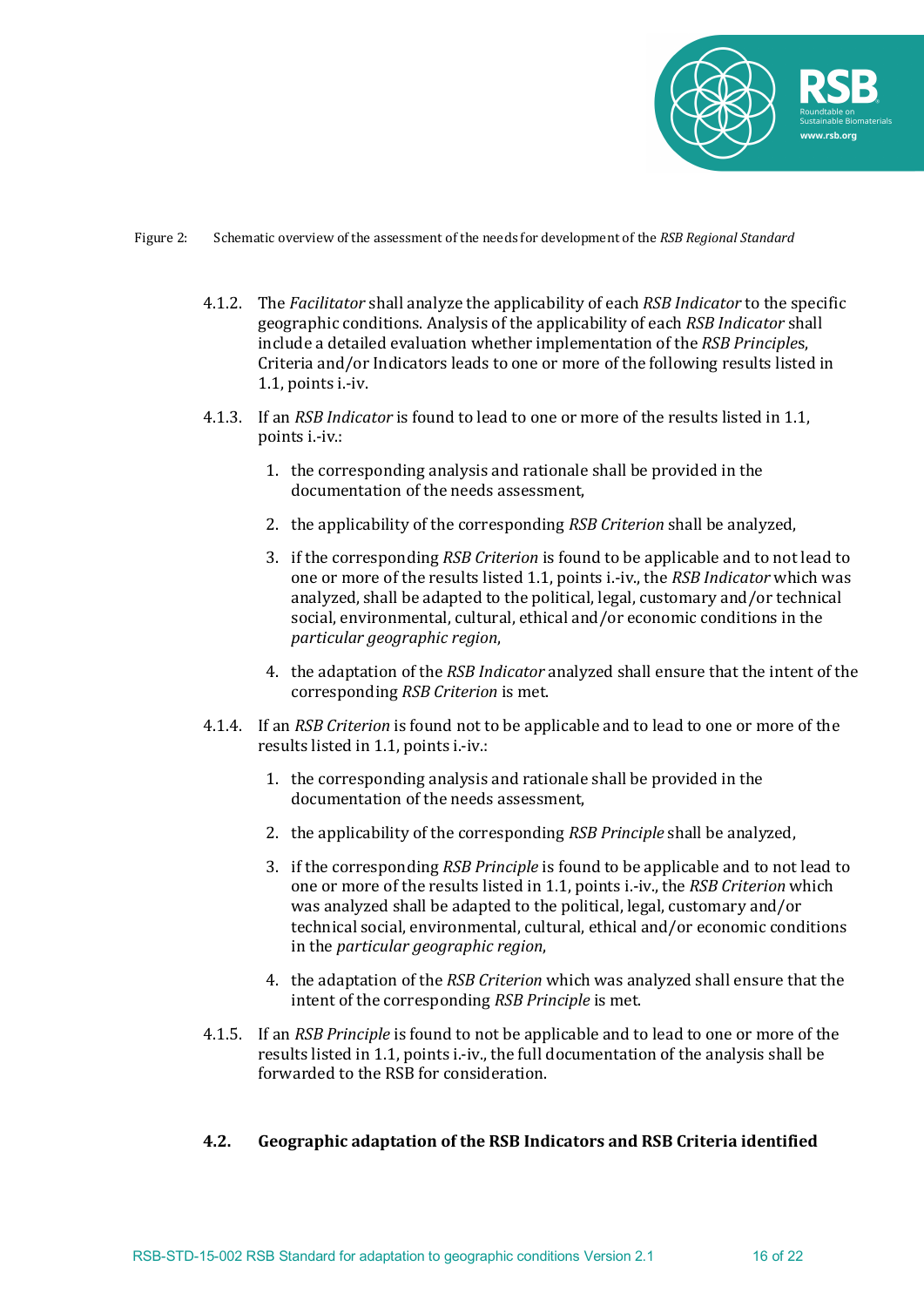Figure 2: Schematic overview of the assessment of the needs for development of the *RSB Regional Standard*

4.1.2. The *Facilitator* shall analyze the applicability of each *RSB Indicator* to the specific geographic conditions. Analysis of the applicability of each *RSB Indicator* shall include a detailed evaluation whether implementation of the *RSB Principle*s, Criteria and/or Indicators leads to one or more of the following results listed in 1.1, points i.-iv.

4.1.3. If an *RSB Indicator* is found to lead to one or more of the results listed in 1.1, points i.-iv.:

1. the corresponding analysis and rationale shall be provided in the documentation of the needs assessment,
2. the applicability of the corresponding *RSB Criterion* shall be analyzed,
3. if the corresponding *RSB Criterion* is found to be applicable and to not lead to one or more of the results listed 1.1, points i.-iv., the *RSB Indicator* which was analyzed, shall be adapted to the political, legal, customary and/or technical social, environmental, cultural, ethical and/or economic conditions in the *particular geographic region*,
4. the adaptation of the *RSB Indicator* analyzed shall ensure that the intent of the corresponding *RSB Criterion* is met.

4.1.4. If an *RSB Criterion* is found not to be applicable and to lead to one or more of the results listed in 1.1, points i.-iv.:

1. the corresponding analysis and rationale shall be provided in the documentation of the needs assessment,
2. the applicability of the corresponding *RSB Principle* shall be analyzed,
3. if the corresponding *RSB Principle* is found to be applicable and to not lead to one or more of the results listed in 1.1, points i.-iv., the *RSB Criterion* which was analyzed shall be adapted to the political, legal, customary and/or technical social, environmental, cultural, ethical and/or economic conditions in the *particular geographic region*,
4. the adaptation of the *RSB Criterion* which was analyzed shall ensure that the intent of the corresponding *RSB Principle* is met.

4.1.5. If an *RSB Principle* is found to not be applicable and to lead to one or more of the results listed in 1.1, points i.-iv., the full documentation of the analysis shall be forwarded to the RSB for consideration.

### 4.2. Geographic adaptation of the RSB Indicators and RSB Criteria identified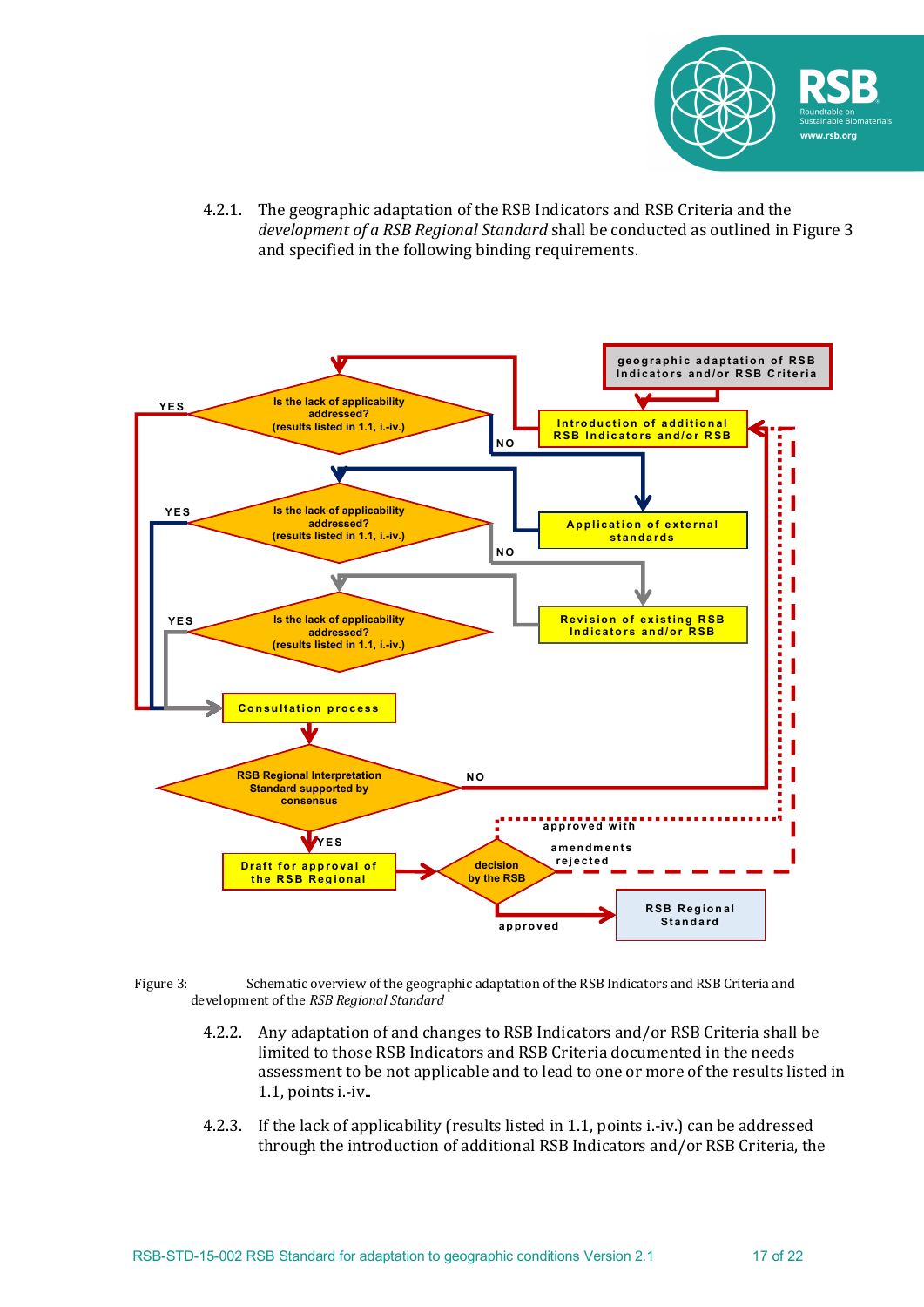4.2.1. The geographic adaptation of the RSB Indicators and RSB Criteria and the *development of a RSB Regional Standard* shall be conducted as outlined in Figure 3 and specified in the following binding requirements.

Figure 3: Schematic overview of the geographic adaptation of the RSB Indicators and RSB Criteria and development of the *RSB Regional Standard*

4.2.2. Any adaptation of and changes to RSB Indicators and/or RSB Criteria shall be limited to those RSB Indicators and RSB Criteria documented in the needs assessment to be not applicable and to lead to one or more of the results listed in 1.1, points i.-iv..

4.2.3. If the lack of applicability (results listed in 1.1, points i.-iv.) can be addressed through the introduction of additional RSB Indicators and/or RSB Criteria, the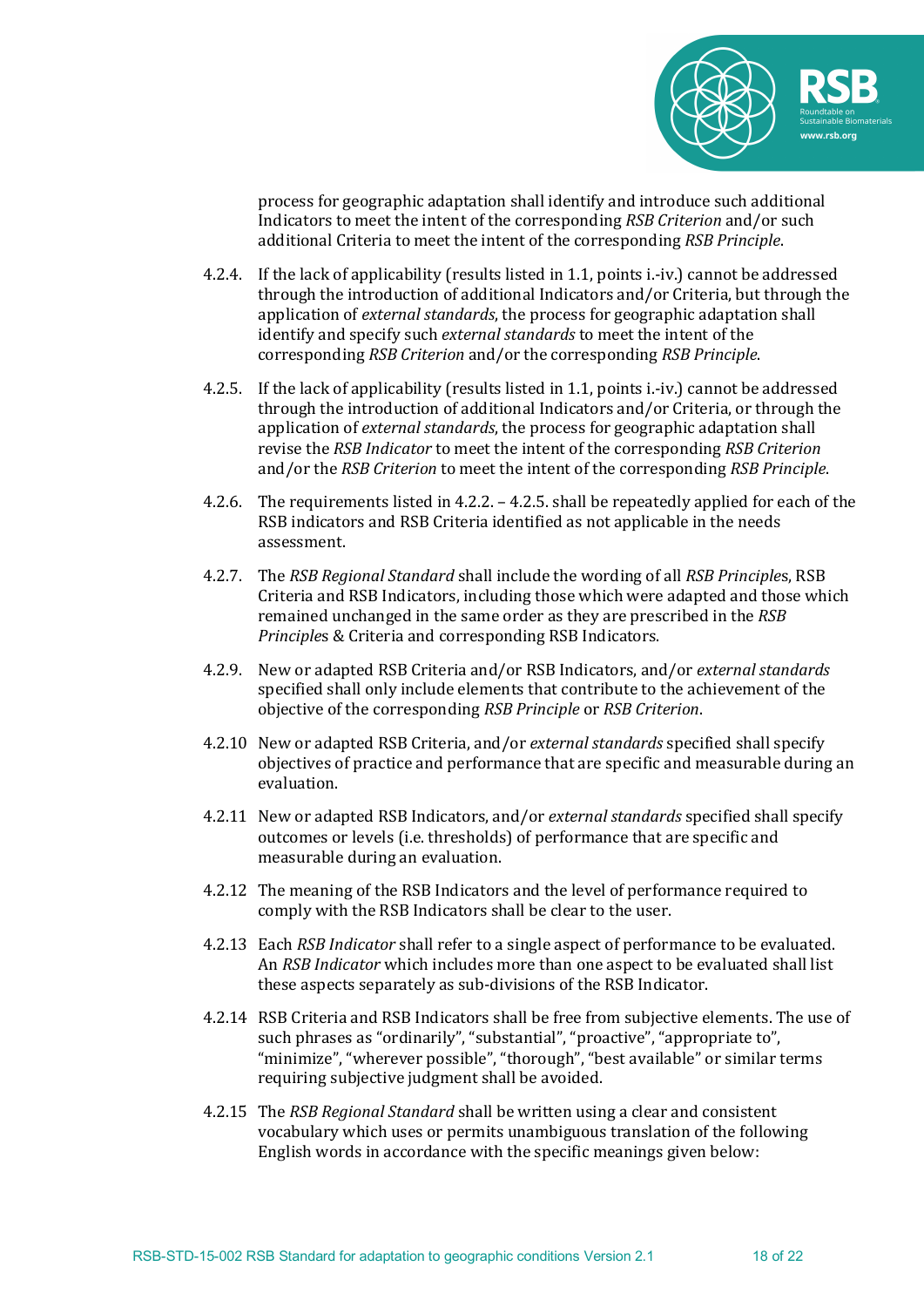process for geographic adaptation shall identify and introduce such additional Indicators to meet the intent of the corresponding *RSB Criterion* and/or such additional Criteria to meet the intent of the corresponding *RSB Principle*.

4.2.4. If the lack of applicability (results listed in 1.1, points i.-iv.) cannot be addressed through the introduction of additional Indicators and/or Criteria, but through the application of *external standards*, the process for geographic adaptation shall identify and specify such *external standards* to meet the intent of the corresponding *RSB Criterion* and/or the corresponding *RSB Principle*.

4.2.5. If the lack of applicability (results listed in 1.1, points i.-iv.) cannot be addressed through the introduction of additional Indicators and/or Criteria, or through the application of *external standards*, the process for geographic adaptation shall revise the *RSB Indicator* to meet the intent of the corresponding *RSB Criterion* and/or the *RSB Criterion* to meet the intent of the corresponding *RSB Principle*.

4.2.6. The requirements listed in 4.2.2. – 4.2.5. shall be repeatedly applied for each of the RSB indicators and RSB Criteria identified as not applicable in the needs assessment.

4.2.7. The *RSB Regional Standard* shall include the wording of all *RSB Principle*s, RSB Criteria and RSB Indicators, including those which were adapted and those which remained unchanged in the same order as they are prescribed in the *RSB Principle*s & Criteria and corresponding RSB Indicators.

4.2.9. New or adapted RSB Criteria and/or RSB Indicators, and/or *external standards* specified shall only include elements that contribute to the achievement of the objective of the corresponding *RSB Principle* or *RSB Criterion*.

4.2.10 New or adapted RSB Criteria, and/or *external standards* specified shall specify objectives of practice and performance that are specific and measurable during an evaluation.

4.2.11 New or adapted RSB Indicators, and/or *external standards* specified shall specify outcomes or levels (i.e. thresholds) of performance that are specific and measurable during an evaluation.

4.2.12 The meaning of the RSB Indicators and the level of performance required to comply with the RSB Indicators shall be clear to the user.

4.2.13 Each *RSB Indicator* shall refer to a single aspect of performance to be evaluated. An *RSB Indicator* which includes more than one aspect to be evaluated shall list these aspects separately as sub-divisions of the RSB Indicator.

4.2.14 RSB Criteria and RSB Indicators shall be free from subjective elements. The use of such phrases as "ordinarily", "substantial", "proactive", "appropriate to", "minimize", "wherever possible", "thorough", "best available" or similar terms requiring subjective judgment shall be avoided.

4.2.15 The *RSB Regional Standard* shall be written using a clear and consistent vocabulary which uses or permits unambiguous translation of the following English words in accordance with the specific meanings given below: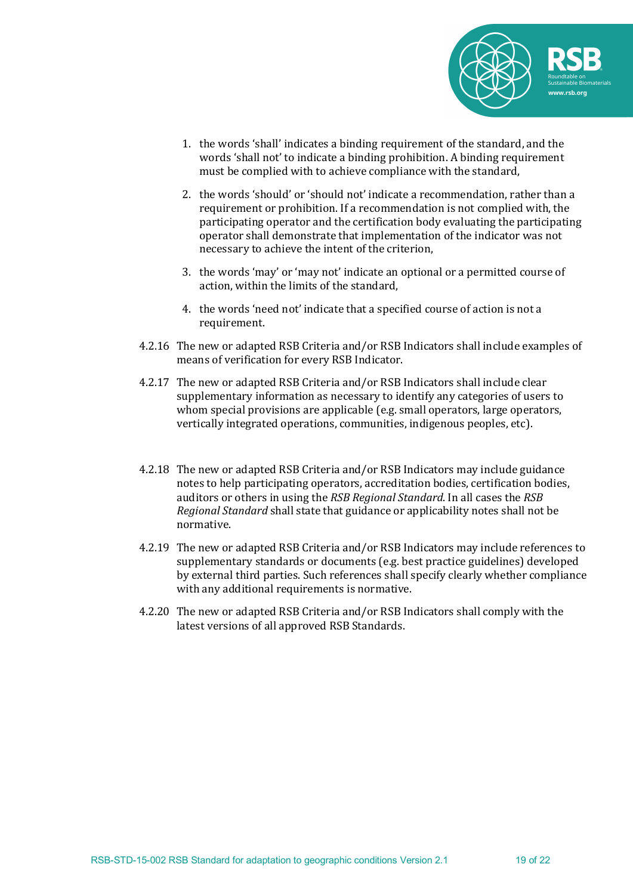1. the words 'shall' indicates a binding requirement of the standard, and the words 'shall not' to indicate a binding prohibition. A binding requirement must be complied with to achieve compliance with the standard,

2. the words 'should' or 'should not' indicate a recommendation, rather than a requirement or prohibition. If a recommendation is not complied with, the participating operator and the certification body evaluating the participating operator shall demonstrate that implementation of the indicator was not necessary to achieve the intent of the criterion,

3. the words 'may' or 'may not' indicate an optional or a permitted course of action, within the limits of the standard,

4. the words 'need not' indicate that a specified course of action is not a requirement.

4.2.16 The new or adapted RSB Criteria and/or RSB Indicators shall include examples of means of verification for every RSB Indicator.

4.2.17 The new or adapted RSB Criteria and/or RSB Indicators shall include clear supplementary information as necessary to identify any categories of users to whom special provisions are applicable (e.g. small operators, large operators, vertically integrated operations, communities, indigenous peoples, etc).

4.2.18 The new or adapted RSB Criteria and/or RSB Indicators may include guidance notes to help participating operators, accreditation bodies, certification bodies, auditors or others in using the *RSB Regional Standard*. In all cases the *RSB Regional Standard* shall state that guidance or applicability notes shall not be normative.

4.2.19 The new or adapted RSB Criteria and/or RSB Indicators may include references to supplementary standards or documents (e.g. best practice guidelines) developed by external third parties. Such references shall specify clearly whether compliance with any additional requirements is normative.

4.2.20 The new or adapted RSB Criteria and/or RSB Indicators shall comply with the latest versions of all approved RSB Standards.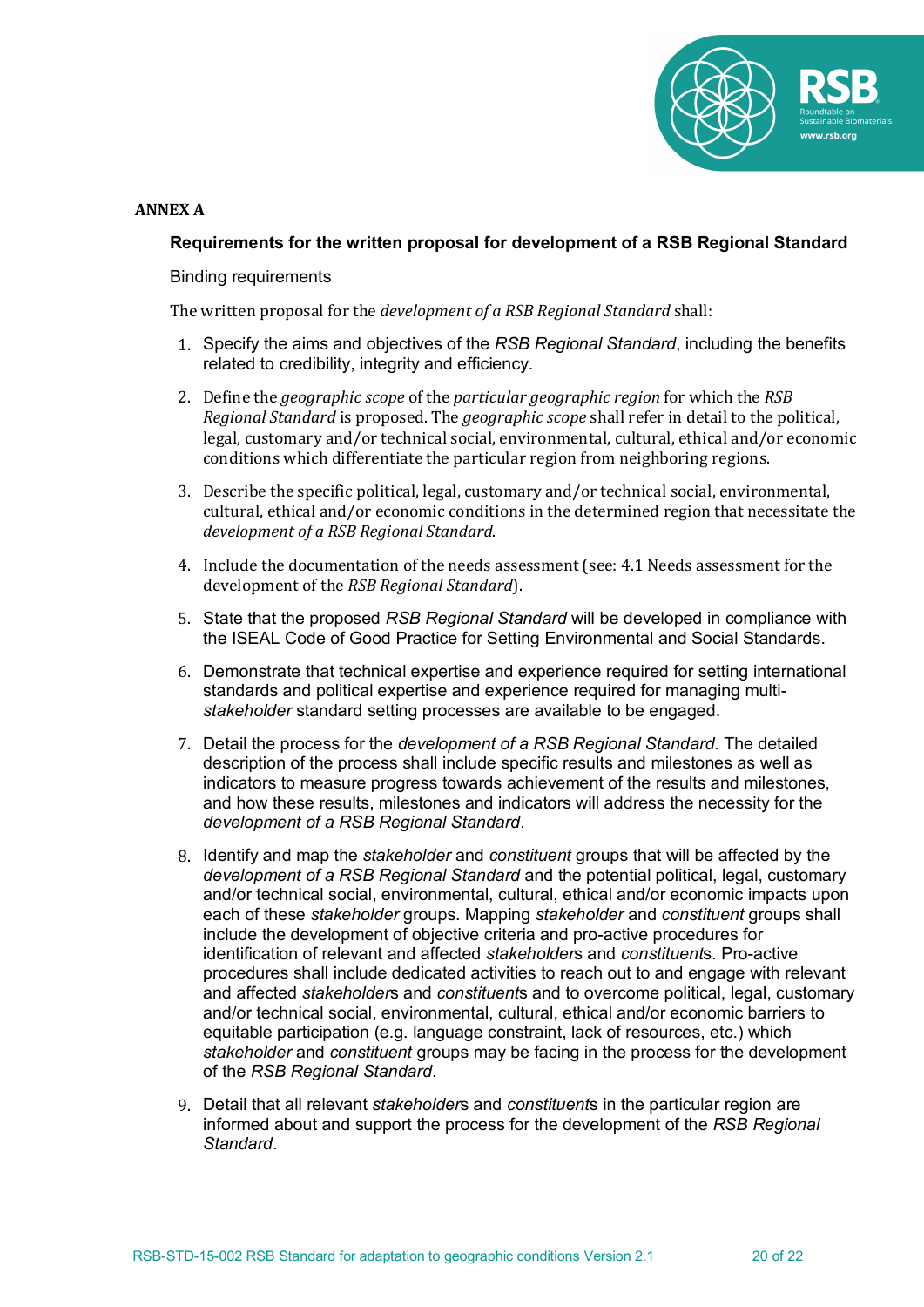**ANNEX A**

## Requirements for the written proposal for development of a RSB Regional Standard

Binding requirements

The written proposal for the *development of a RSB Regional Standard* shall:

1. Specify the aims and objectives of the *RSB Regional Standard*, including the benefits related to credibility, integrity and efficiency.
2. Define the *geographic scope* of the *particular geographic region* for which the *RSB Regional Standard* is proposed. The *geographic scope* shall refer in detail to the political, legal, customary and/or technical social, environmental, cultural, ethical and/or economic conditions which differentiate the particular region from neighboring regions.
3. Describe the specific political, legal, customary and/or technical social, environmental, cultural, ethical and/or economic conditions in the determined region that necessitate the *development of a RSB Regional Standard*.
4. Include the documentation of the needs assessment (see: 4.1 Needs assessment for the development of the *RSB Regional Standard*).
5. State that the proposed *RSB Regional Standard* will be developed in compliance with the ISEAL Code of Good Practice for Setting Environmental and Social Standards.
6. Demonstrate that technical expertise and experience required for setting international standards and political expertise and experience required for managing multi-*stakeholder* standard setting processes are available to be engaged.
7. Detail the process for the *development of a RSB Regional Standard*. The detailed description of the process shall include specific results and milestones as well as indicators to measure progress towards achievement of the results and milestones, and how these results, milestones and indicators will address the necessity for the *development of a RSB Regional Standard*.
8. Identify and map the *stakeholder* and *constituent* groups that will be affected by the *development of a RSB Regional Standard* and the potential political, legal, customary and/or technical social, environmental, cultural, ethical and/or economic impacts upon each of these *stakeholder* groups. Mapping *stakeholder* and *constituent* groups shall include the development of objective criteria and pro-active procedures for identification of relevant and affected *stakeholder*s and *constituent*s. Pro-active procedures shall include dedicated activities to reach out to and engage with relevant and affected *stakeholder*s and *constituent*s and to overcome political, legal, customary and/or technical social, environmental, cultural, ethical and/or economic barriers to equitable participation (e.g. language constraint, lack of resources, etc.) which *stakeholder* and *constituent* groups may be facing in the process for the development of the *RSB Regional Standard*.
9. Detail that all relevant *stakeholder*s and *constituent*s in the particular region are informed about and support the process for the development of the *RSB Regional Standard*.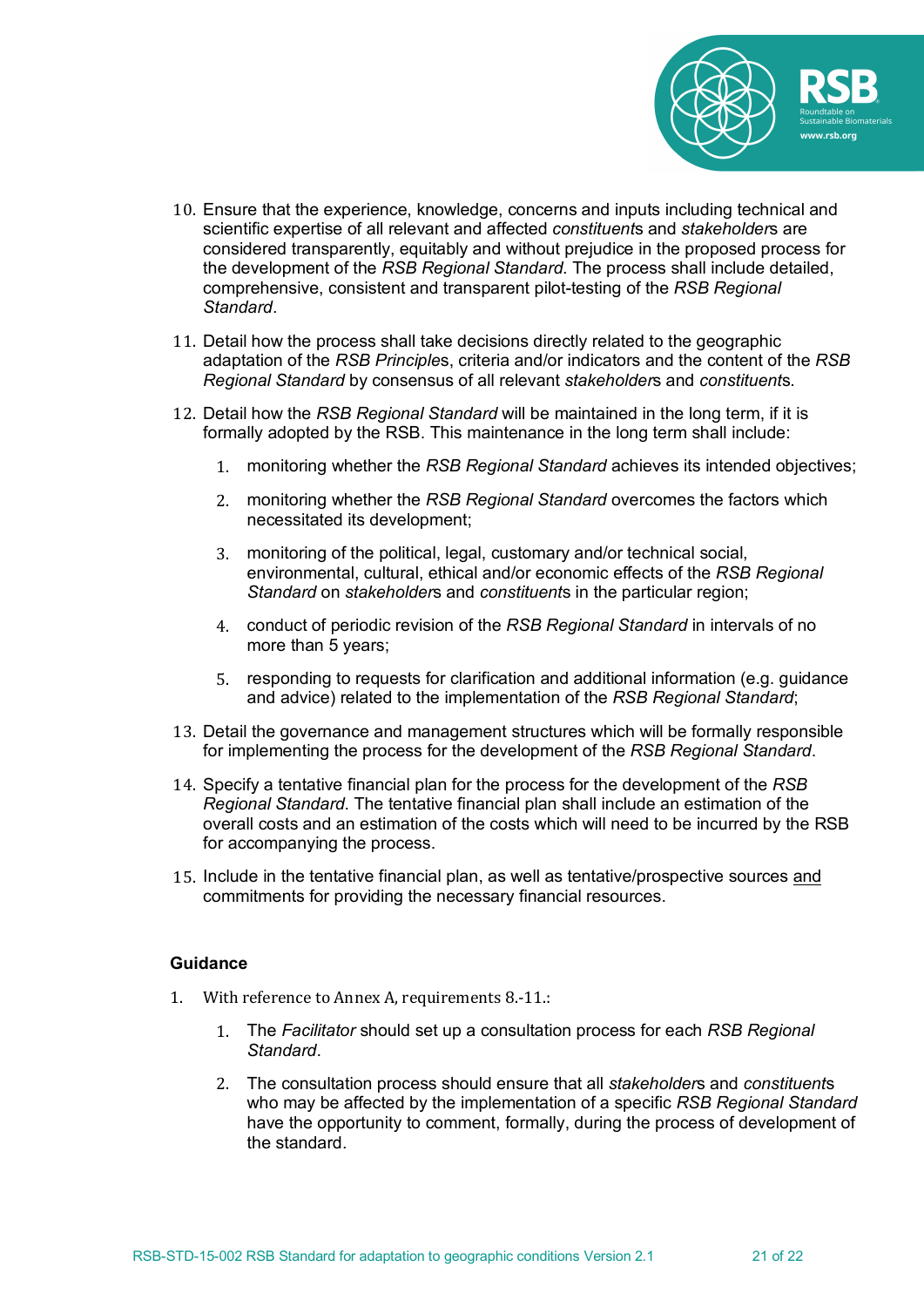10. Ensure that the experience, knowledge, concerns and inputs including technical and scientific expertise of all relevant and affected *constituents* and *stakeholders* are considered transparently, equitably and without prejudice in the proposed process for the development of the *RSB Regional Standard*. The process shall include detailed, comprehensive, consistent and transparent pilot-testing of the *RSB Regional Standard*.
11. Detail how the process shall take decisions directly related to the geographic adaptation of the *RSB Principles*, criteria and/or indicators and the content of the *RSB Regional Standard* by consensus of all relevant *stakeholders* and *constituents*.
12. Detail how the *RSB Regional Standard* will be maintained in the long term, if it is formally adopted by the RSB. This maintenance in the long term shall include:
    1. monitoring whether the *RSB Regional Standard* achieves its intended objectives;
    2. monitoring whether the *RSB Regional Standard* overcomes the factors which necessitated its development;
    3. monitoring of the political, legal, customary and/or technical social, environmental, cultural, ethical and/or economic effects of the *RSB Regional Standard* on *stakeholders* and *constituents* in the particular region;
    4. conduct of periodic revision of the *RSB Regional Standard* in intervals of no more than 5 years;
    5. responding to requests for clarification and additional information (e.g. guidance and advice) related to the implementation of the *RSB Regional Standard*;
13. Detail the governance and management structures which will be formally responsible for implementing the process for the development of the *RSB Regional Standard*.
14. Specify a tentative financial plan for the process for the development of the *RSB Regional Standard*. The tentative financial plan shall include an estimation of the overall costs and an estimation of the costs which will need to be incurred by the RSB for accompanying the process.
15. Include in the tentative financial plan, as well as tentative/prospective sources and commitments for providing the necessary financial resources.

**Guidance**

1. With reference to Annex A, requirements 8.-11.:
    1. The *Facilitator* should set up a consultation process for each *RSB Regional Standard*.
    2. The consultation process should ensure that all *stakeholders* and *constituents* who may be affected by the implementation of a specific *RSB Regional Standard* have the opportunity to comment, formally, during the process of development of the standard.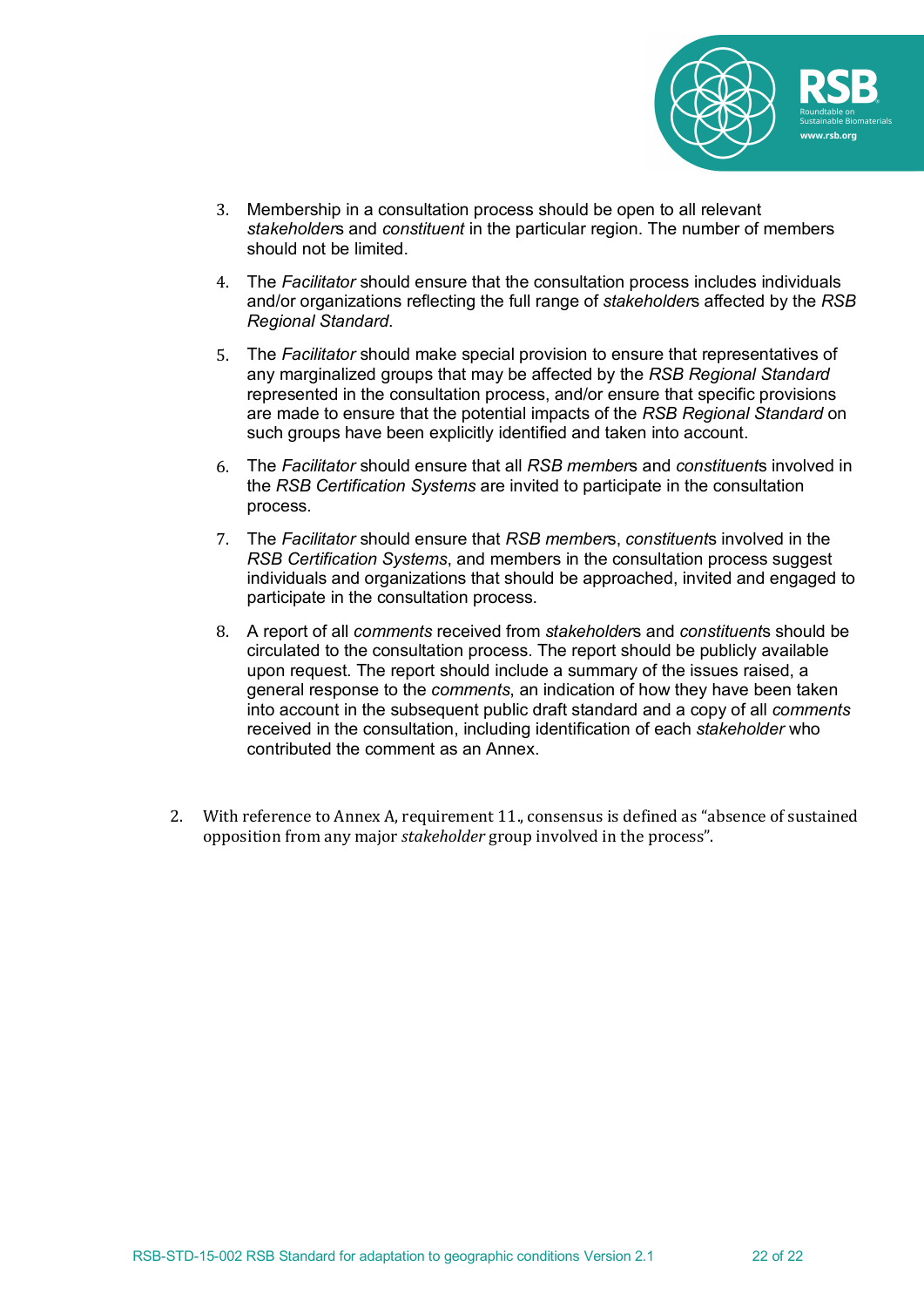3. Membership in a consultation process should be open to all relevant *stakeholder*s and *constituent* in the particular region. The number of members should not be limited.

4. The *Facilitator* should ensure that the consultation process includes individuals and/or organizations reflecting the full range of *stakeholder*s affected by the *RSB Regional Standard*.

5. The *Facilitator* should make special provision to ensure that representatives of any marginalized groups that may be affected by the *RSB Regional Standard* represented in the consultation process, and/or ensure that specific provisions are made to ensure that the potential impacts of the *RSB Regional Standard* on such groups have been explicitly identified and taken into account.

6. The *Facilitator* should ensure that all *RSB member*s and *constituent*s involved in the *RSB Certification Systems* are invited to participate in the consultation process.

7. The *Facilitator* should ensure that *RSB member*s, *constituent*s involved in the *RSB Certification Systems*, and members in the consultation process suggest individuals and organizations that should be approached, invited and engaged to participate in the consultation process.

8. A report of all *comments* received from *stakeholder*s and *constituent*s should be circulated to the consultation process. The report should be publicly available upon request. The report should include a summary of the issues raised, a general response to the *comments*, an indication of how they have been taken into account in the subsequent public draft standard and a copy of all *comments* received in the consultation, including identification of each *stakeholder* who contributed the comment as an Annex.

2. With reference to Annex A, requirement 11., consensus is defined as "absence of sustained opposition from any major *stakeholder* group involved in the process".